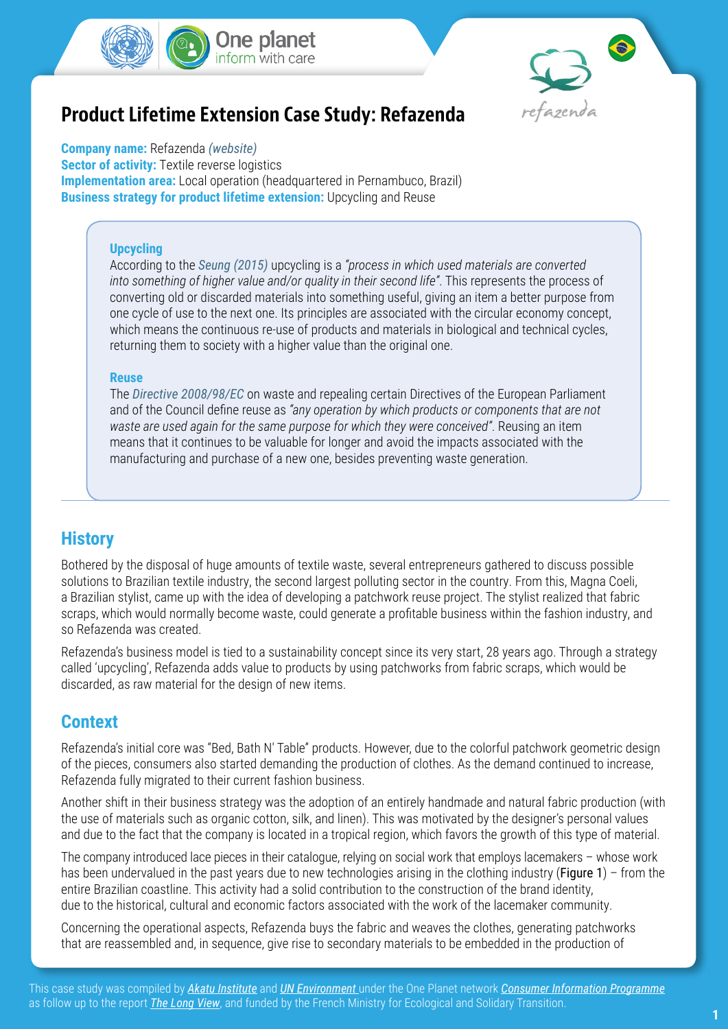# Product Lifetime Extension Case Study: Refazenda

**Company name:** Refazenda *(website)*
**Sector of activity:** Textile reverse logistics
**Implementation area:** Local operation (headquartered in Pernambuco, Brazil)
**Business strategy for product lifetime extension:** Upcycling and Reuse

> **Upcycling**
> According to the *Seung (2015)* upcycling is a *"process in which used materials are converted into something of higher value and/or quality in their second life"*. This represents the process of converting old or discarded materials into something useful, giving an item a better purpose from one cycle of use to the next one. Its principles are associated with the circular economy concept, which means the continuous re-use of products and materials in biological and technical cycles, returning them to society with a higher value than the original one.
>
> **Reuse**
> The *Directive 2008/98/EC* on waste and repealing certain Directives of the European Parliament and of the Council define reuse as *"any operation by which products or components that are not waste are used again for the same purpose for which they were conceived"*. Reusing an item means that it continues to be valuable for longer and avoid the impacts associated with the manufacturing and purchase of a new one, besides preventing waste generation.

## History

Bothered by the disposal of huge amounts of textile waste, several entrepreneurs gathered to discuss possible solutions to Brazilian textile industry, the second largest polluting sector in the country. From this, Magna Coeli, a Brazilian stylist, came up with the idea of developing a patchwork reuse project. The stylist realized that fabric scraps, which would normally become waste, could generate a profitable business within the fashion industry, and so Refazenda was created.

Refazenda's business model is tied to a sustainability concept since its very start, 28 years ago. Through a strategy called 'upcycling', Refazenda adds value to products by using patchworks from fabric scraps, which would be discarded, as raw material for the design of new items.

## Context

Refazenda's initial core was "Bed, Bath N' Table" products. However, due to the colorful patchwork geometric design of the pieces, consumers also started demanding the production of clothes. As the demand continued to increase, Refazenda fully migrated to their current fashion business.

Another shift in their business strategy was the adoption of an entirely handmade and natural fabric production (with the use of materials such as organic cotton, silk, and linen). This was motivated by the designer's personal values and due to the fact that the company is located in a tropical region, which favors the growth of this type of material.

The company introduced lace pieces in their catalogue, relying on social work that employs lacemakers – whose work has been undervalued in the past years due to new technologies arising in the clothing industry (Figure 1) – from the entire Brazilian coastline. This activity had a solid contribution to the construction of the brand identity, due to the historical, cultural and economic factors associated with the work of the lacemaker community.

Concerning the operational aspects, Refazenda buys the fabric and weaves the clothes, generating patchworks that are reassembled and, in sequence, give rise to secondary materials to be embedded in the production of

This case study was compiled by *Akatu Institute* and *UN Environment* under the One Planet network *Consumer Information Programme* as follow up to the report *The Long View*, and funded by the French Ministry for Ecological and Solidary Transition.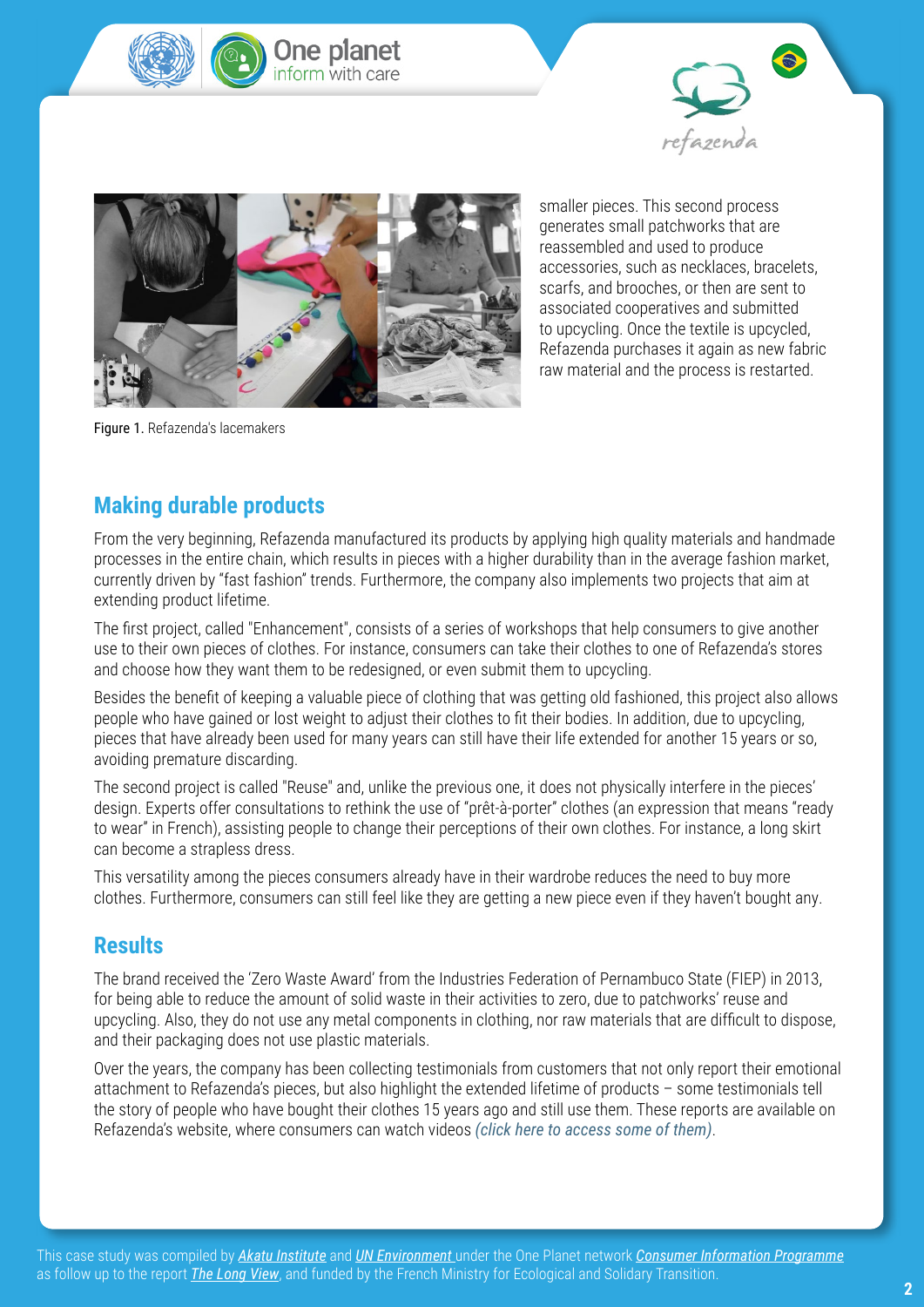smaller pieces. This second process generates small patchworks that are reassembled and used to produce accessories, such as necklaces, bracelets, scarfs, and brooches, or then are sent to associated cooperatives and submitted to upcycling. Once the textile is upcycled, Refazenda purchases it again as new fabric raw material and the process is restarted.

**Figure 1.** Refazenda's lacemakers

## Making durable products

From the very beginning, Refazenda manufactured its products by applying high quality materials and handmade processes in the entire chain, which results in pieces with a higher durability than in the average fashion market, currently driven by "fast fashion" trends. Furthermore, the company also implements two projects that aim at extending product lifetime.

The first project, called "Enhancement", consists of a series of workshops that help consumers to give another use to their own pieces of clothes. For instance, consumers can take their clothes to one of Refazenda's stores and choose how they want them to be redesigned, or even submit them to upcycling.

Besides the benefit of keeping a valuable piece of clothing that was getting old fashioned, this project also allows people who have gained or lost weight to adjust their clothes to fit their bodies. In addition, due to upcycling, pieces that have already been used for many years can still have their life extended for another 15 years or so, avoiding premature discarding.

The second project is called "Reuse" and, unlike the previous one, it does not physically interfere in the pieces' design. Experts offer consultations to rethink the use of "prêt-à-porter" clothes (an expression that means "ready to wear" in French), assisting people to change their perceptions of their own clothes. For instance, a long skirt can become a strapless dress.

This versatility among the pieces consumers already have in their wardrobe reduces the need to buy more clothes. Furthermore, consumers can still feel like they are getting a new piece even if they haven't bought any.

## Results

The brand received the 'Zero Waste Award' from the Industries Federation of Pernambuco State (FIEP) in 2013, for being able to reduce the amount of solid waste in their activities to zero, due to patchworks' reuse and upcycling. Also, they do not use any metal components in clothing, nor raw materials that are difficult to dispose, and their packaging does not use plastic materials.

Over the years, the company has been collecting testimonials from customers that not only report their emotional attachment to Refazenda's pieces, but also highlight the extended lifetime of products – some testimonials tell the story of people who have bought their clothes 15 years ago and still use them. These reports are available on Refazenda's website, where consumers can watch videos *(click here to access some of them)*.

This case study was compiled by ***Akatu Institute*** and ***UN Environment*** under the One Planet network ***Consumer Information Programme*** as follow up to the report ***The Long View***, and funded by the French Ministry for Ecological and Solidary Transition.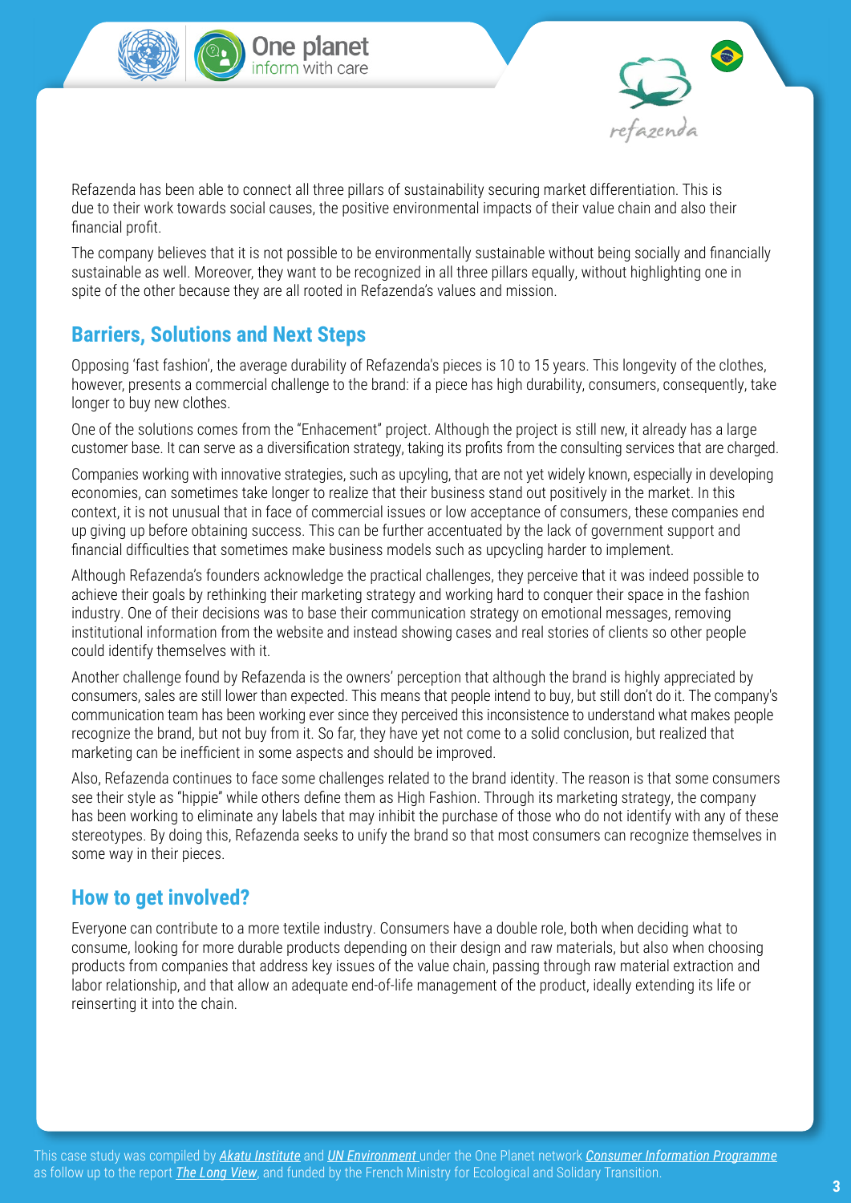Refazenda has been able to connect all three pillars of sustainability securing market differentiation. This is due to their work towards social causes, the positive environmental impacts of their value chain and also their financial profit.

The company believes that it is not possible to be environmentally sustainable without being socially and financially sustainable as well. Moreover, they want to be recognized in all three pillars equally, without highlighting one in spite of the other because they are all rooted in Refazenda's values and mission.

## Barriers, Solutions and Next Steps

Opposing 'fast fashion', the average durability of Refazenda's pieces is 10 to 15 years. This longevity of the clothes, however, presents a commercial challenge to the brand: if a piece has high durability, consumers, consequently, take longer to buy new clothes.

One of the solutions comes from the "Enhacement" project. Although the project is still new, it already has a large customer base. It can serve as a diversification strategy, taking its profits from the consulting services that are charged.

Companies working with innovative strategies, such as upcyling, that are not yet widely known, especially in developing economies, can sometimes take longer to realize that their business stand out positively in the market. In this context, it is not unusual that in face of commercial issues or low acceptance of consumers, these companies end up giving up before obtaining success. This can be further accentuated by the lack of government support and financial difficulties that sometimes make business models such as upcycling harder to implement.

Although Refazenda's founders acknowledge the practical challenges, they perceive that it was indeed possible to achieve their goals by rethinking their marketing strategy and working hard to conquer their space in the fashion industry. One of their decisions was to base their communication strategy on emotional messages, removing institutional information from the website and instead showing cases and real stories of clients so other people could identify themselves with it.

Another challenge found by Refazenda is the owners' perception that although the brand is highly appreciated by consumers, sales are still lower than expected. This means that people intend to buy, but still don't do it. The company's communication team has been working ever since they perceived this inconsistence to understand what makes people recognize the brand, but not buy from it. So far, they have yet not come to a solid conclusion, but realized that marketing can be inefficient in some aspects and should be improved.

Also, Refazenda continues to face some challenges related to the brand identity. The reason is that some consumers see their style as "hippie" while others define them as High Fashion. Through its marketing strategy, the company has been working to eliminate any labels that may inhibit the purchase of those who do not identify with any of these stereotypes. By doing this, Refazenda seeks to unify the brand so that most consumers can recognize themselves in some way in their pieces.

## How to get involved?

Everyone can contribute to a more textile industry. Consumers have a double role, both when deciding what to consume, looking for more durable products depending on their design and raw materials, but also when choosing products from companies that address key issues of the value chain, passing through raw material extraction and labor relationship, and that allow an adequate end-of-life management of the product, ideally extending its life or reinserting it into the chain.

This case study was compiled by *Akatu Institute* and *UN Environment* under the One Planet network *Consumer Information Programme* as follow up to the report *The Long View*, and funded by the French Ministry for Ecological and Solidary Transition.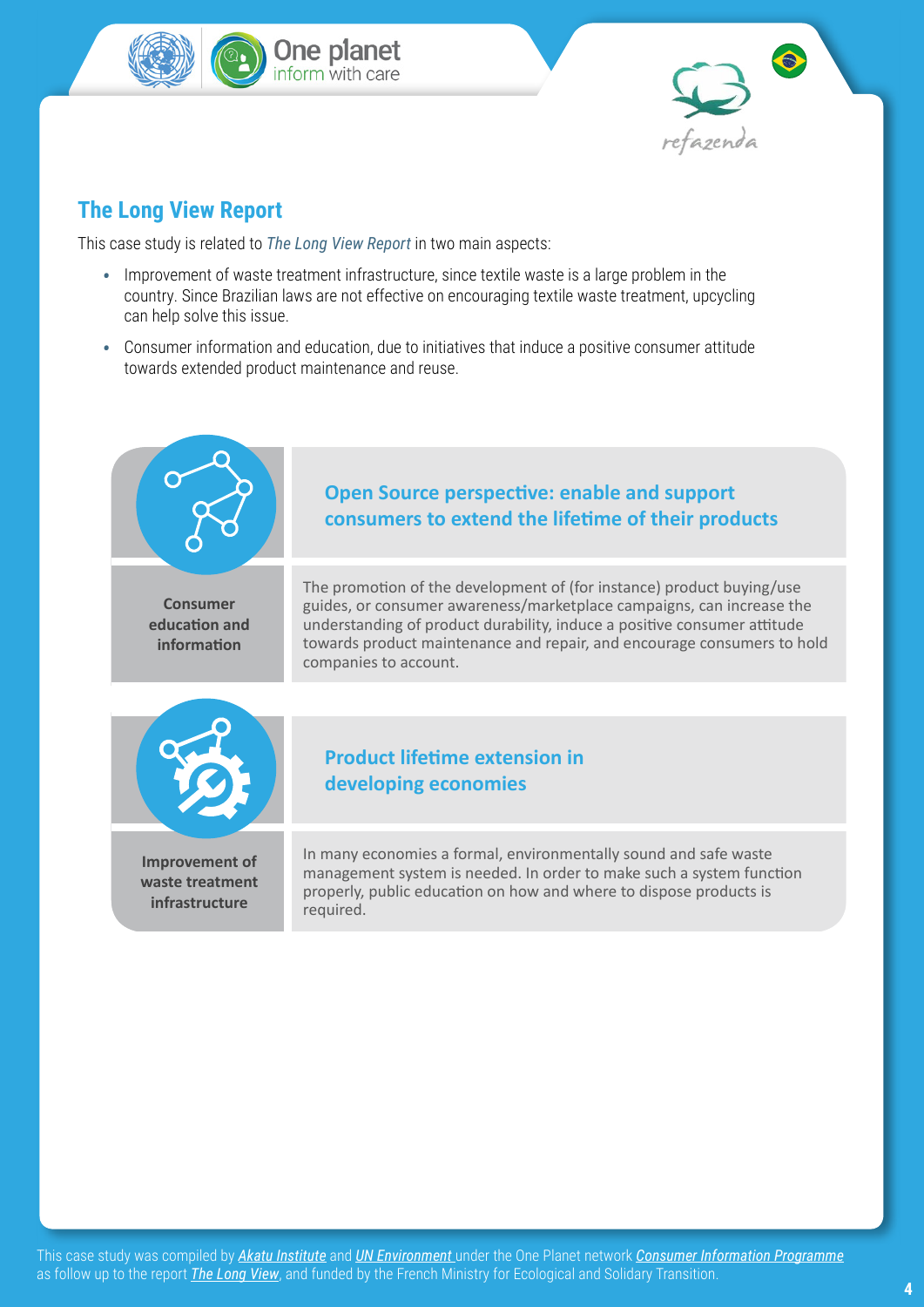## The Long View Report

This case study is related to *The Long View Report* in two main aspects:

- Improvement of waste treatment infrastructure, since textile waste is a large problem in the country. Since Brazilian laws are not effective on encouraging textile waste treatment, upcycling can help solve this issue.
- Consumer information and education, due to initiatives that induce a positive consumer attitude towards extended product maintenance and reuse.

### Open Source perspective: enable and support consumers to extend the lifetime of their products

**Consumer education and information**

The promotion of the development of (for instance) product buying/use guides, or consumer awareness/marketplace campaigns, can increase the understanding of product durability, induce a positive consumer attitude towards product maintenance and repair, and encourage consumers to hold companies to account.

### Product lifetime extension in developing economies

**Improvement of waste treatment infrastructure**

In many economies a formal, environmentally sound and safe waste management system is needed. In order to make such a system function properly, public education on how and where to dispose products is required.

This case study was compiled by *Akatu Institute* and *UN Environment* under the One Planet network *Consumer Information Programme* as follow up to the report *The Long View*, and funded by the French Ministry for Ecological and Solidary Transition.